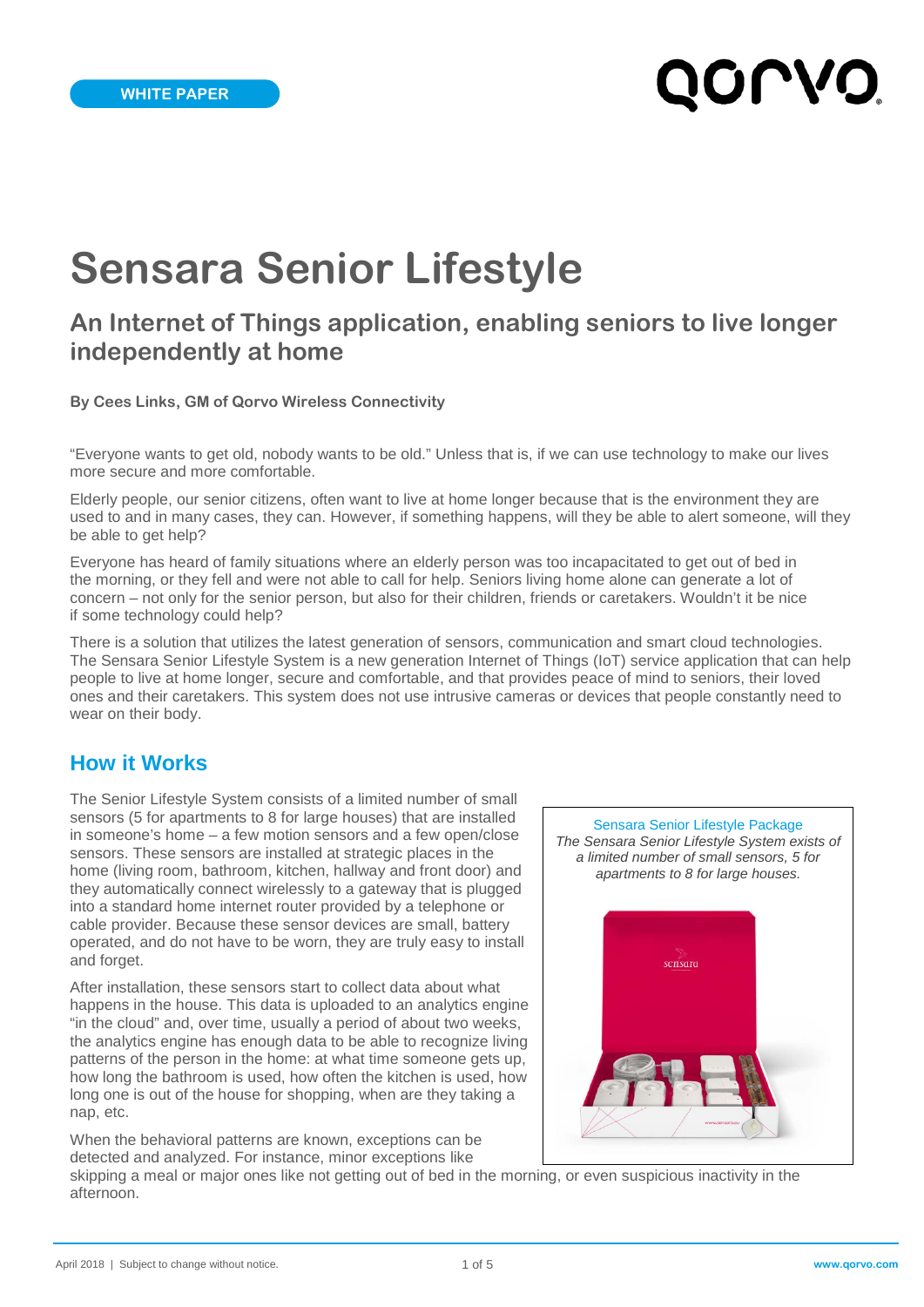WHITE PAPER

# Sensara Senior Lifestyle

## An Internet of Things application, enabling seniors to live longer independently at home

**By Cees Links, GM of Qorvo Wireless Connectivity**

"Everyone wants to get old, nobody wants to be old." Unless that is, if we can use technology to make our lives more secure and more comfortable.

Elderly people, our senior citizens, often want to live at home longer because that is the environment they are used to and in many cases, they can. However, if something happens, will they be able to alert someone, will they be able to get help?

Everyone has heard of family situations where an elderly person was too incapacitated to get out of bed in the morning, or they fell and were not able to call for help. Seniors living home alone can generate a lot of concern – not only for the senior person, but also for their children, friends or caretakers. Wouldn't it be nice if some technology could help?

There is a solution that utilizes the latest generation of sensors, communication and smart cloud technologies. The Sensara Senior Lifestyle System is a new generation Internet of Things (IoT) service application that can help people to live at home longer, secure and comfortable, and that provides peace of mind to seniors, their loved ones and their caretakers. This system does not use intrusive cameras or devices that people constantly need to wear on their body.

## How it Works

The Senior Lifestyle System consists of a limited number of small sensors (5 for apartments to 8 for large houses) that are installed in someone's home – a few motion sensors and a few open/close sensors. These sensors are installed at strategic places in the home (living room, bathroom, kitchen, hallway and front door) and they automatically connect wirelessly to a gateway that is plugged into a standard home internet router provided by a telephone or cable provider. Because these sensor devices are small, battery operated, and do not have to be worn, they are truly easy to install and forget.

After installation, these sensors start to collect data about what happens in the house. This data is uploaded to an analytics engine "in the cloud" and, over time, usually a period of about two weeks, the analytics engine has enough data to be able to recognize living patterns of the person in the home: at what time someone gets up, how long the bathroom is used, how often the kitchen is used, how long one is out of the house for shopping, when are they taking a nap, etc.

When the behavioral patterns are known, exceptions can be detected and analyzed. For instance, minor exceptions like skipping a meal or major ones like not getting out of bed in the morning, or even suspicious inactivity in the afternoon.

Sensara Senior Lifestyle Package

*The Sensara Senior Lifestyle System exists of a limited number of small sensors, 5 for apartments to 8 for large houses.*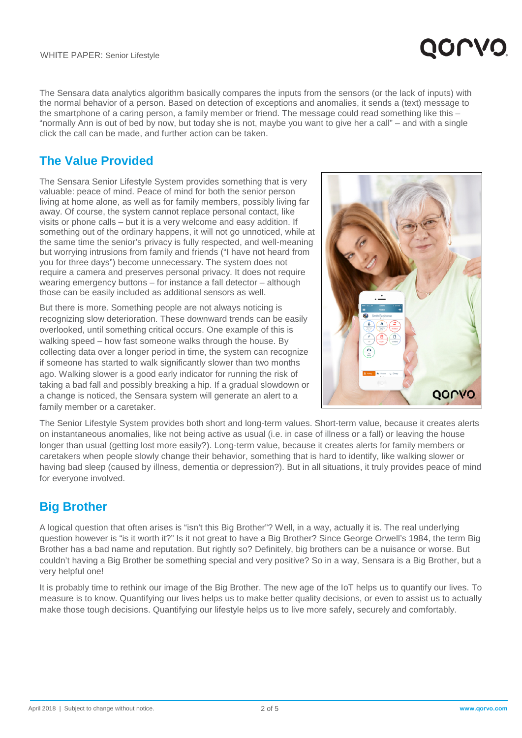The Sensara data analytics algorithm basically compares the inputs from the sensors (or the lack of inputs) with the normal behavior of a person. Based on detection of exceptions and anomalies, it sends a (text) message to the smartphone of a caring person, a family member or friend. The message could read something like this – "normally Ann is out of bed by now, but today she is not, maybe you want to give her a call" – and with a single click the call can be made, and further action can be taken.

## The Value Provided

The Sensara Senior Lifestyle System provides something that is very valuable: peace of mind. Peace of mind for both the senior person living at home alone, as well as for family members, possibly living far away. Of course, the system cannot replace personal contact, like visits or phone calls – but it is a very welcome and easy addition. If something out of the ordinary happens, it will not go unnoticed, while at the same time the senior's privacy is fully respected, and well-meaning but worrying intrusions from family and friends ("I have not heard from you for three days") become unnecessary. The system does not require a camera and preserves personal privacy. It does not require wearing emergency buttons – for instance a fall detector – although those can be easily included as additional sensors as well.

But there is more. Something people are not always noticing is recognizing slow deterioration. These downward trends can be easily overlooked, until something critical occurs. One example of this is walking speed – how fast someone walks through the house. By collecting data over a longer period in time, the system can recognize if someone has started to walk significantly slower than two months ago. Walking slower is a good early indicator for running the risk of taking a bad fall and possibly breaking a hip. If a gradual slowdown or a change is noticed, the Sensara system will generate an alert to a family member or a caretaker.

The Senior Lifestyle System provides both short and long-term values. Short-term value, because it creates alerts on instantaneous anomalies, like not being active as usual (i.e. in case of illness or a fall) or leaving the house longer than usual (getting lost more easily?). Long-term value, because it creates alerts for family members or caretakers when people slowly change their behavior, something that is hard to identify, like walking slower or having bad sleep (caused by illness, dementia or depression?). But in all situations, it truly provides peace of mind for everyone involved.

## Big Brother

A logical question that often arises is "isn't this Big Brother"? Well, in a way, actually it is. The real underlying question however is "is it worth it?" Is it not great to have a Big Brother? Since George Orwell's 1984, the term Big Brother has a bad name and reputation. But rightly so? Definitely, big brothers can be a nuisance or worse. But couldn't having a Big Brother be something special and very positive? So in a way, Sensara is a Big Brother, but a very helpful one!

It is probably time to rethink our image of the Big Brother. The new age of the IoT helps us to quantify our lives. To measure is to know. Quantifying our lives helps us to make better quality decisions, or even to assist us to actually make those tough decisions. Quantifying our lifestyle helps us to live more safely, securely and comfortably.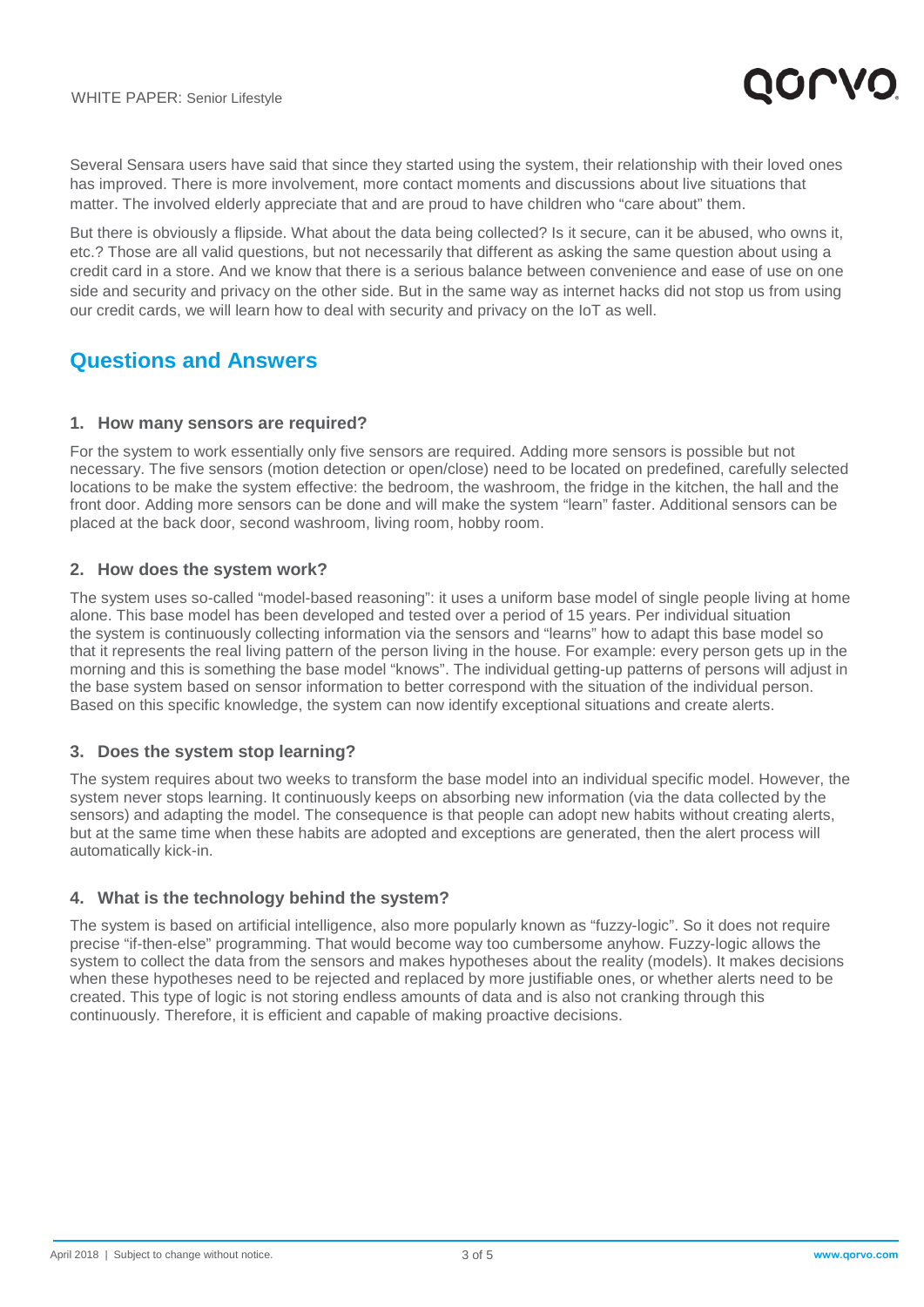Several Sensara users have said that since they started using the system, their relationship with their loved ones has improved. There is more involvement, more contact moments and discussions about live situations that matter. The involved elderly appreciate that and are proud to have children who "care about" them.

But there is obviously a flipside. What about the data being collected? Is it secure, can it be abused, who owns it, etc.? Those are all valid questions, but not necessarily that different as asking the same question about using a credit card in a store. And we know that there is a serious balance between convenience and ease of use on one side and security and privacy on the other side. But in the same way as internet hacks did not stop us from using our credit cards, we will learn how to deal with security and privacy on the IoT as well.

## Questions and Answers

### 1. How many sensors are required?

For the system to work essentially only five sensors are required. Adding more sensors is possible but not necessary. The five sensors (motion detection or open/close) need to be located on predefined, carefully selected locations to be make the system effective: the bedroom, the washroom, the fridge in the kitchen, the hall and the front door. Adding more sensors can be done and will make the system "learn" faster. Additional sensors can be placed at the back door, second washroom, living room, hobby room.

### 2. How does the system work?

The system uses so-called "model-based reasoning": it uses a uniform base model of single people living at home alone. This base model has been developed and tested over a period of 15 years. Per individual situation the system is continuously collecting information via the sensors and "learns" how to adapt this base model so that it represents the real living pattern of the person living in the house. For example: every person gets up in the morning and this is something the base model "knows". The individual getting-up patterns of persons will adjust in the base system based on sensor information to better correspond with the situation of the individual person. Based on this specific knowledge, the system can now identify exceptional situations and create alerts.

### 3. Does the system stop learning?

The system requires about two weeks to transform the base model into an individual specific model. However, the system never stops learning. It continuously keeps on absorbing new information (via the data collected by the sensors) and adapting the model. The consequence is that people can adopt new habits without creating alerts, but at the same time when these habits are adopted and exceptions are generated, then the alert process will automatically kick-in.

### 4. What is the technology behind the system?

The system is based on artificial intelligence, also more popularly known as "fuzzy-logic". So it does not require precise "if-then-else" programming. That would become way too cumbersome anyhow. Fuzzy-logic allows the system to collect the data from the sensors and makes hypotheses about the reality (models). It makes decisions when these hypotheses need to be rejected and replaced by more justifiable ones, or whether alerts need to be created. This type of logic is not storing endless amounts of data and is also not cranking through this continuously. Therefore, it is efficient and capable of making proactive decisions.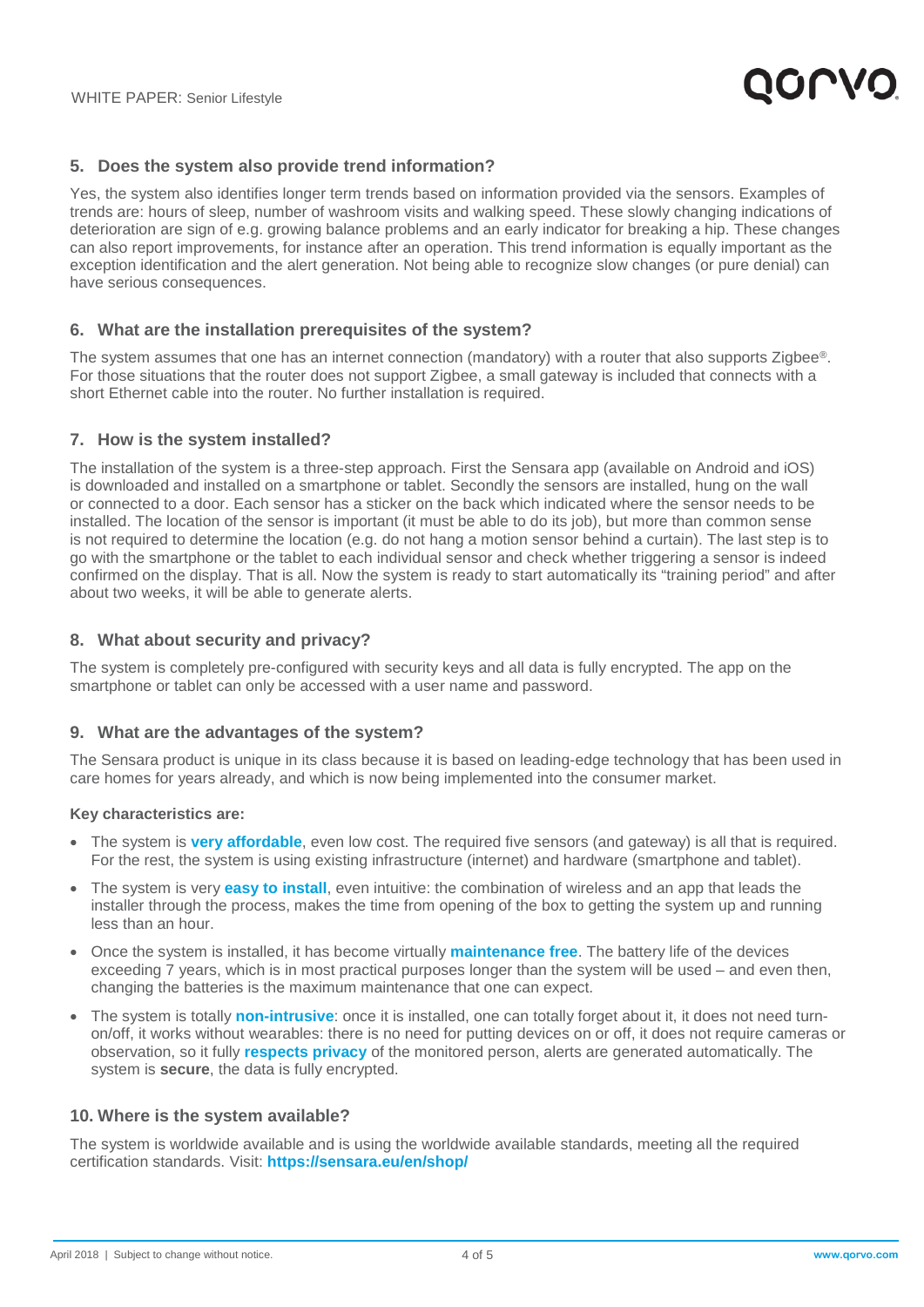### 5. Does the system also provide trend information?

Yes, the system also identifies longer term trends based on information provided via the sensors. Examples of trends are: hours of sleep, number of washroom visits and walking speed. These slowly changing indications of deterioration are sign of e.g. growing balance problems and an early indicator for breaking a hip. These changes can also report improvements, for instance after an operation. This trend information is equally important as the exception identification and the alert generation. Not being able to recognize slow changes (or pure denial) can have serious consequences.

### 6. What are the installation prerequisites of the system?

The system assumes that one has an internet connection (mandatory) with a router that also supports Zigbee®. For those situations that the router does not support Zigbee, a small gateway is included that connects with a short Ethernet cable into the router. No further installation is required.

### 7. How is the system installed?

The installation of the system is a three-step approach. First the Sensara app (available on Android and iOS) is downloaded and installed on a smartphone or tablet. Secondly the sensors are installed, hung on the wall or connected to a door. Each sensor has a sticker on the back which indicated where the sensor needs to be installed. The location of the sensor is important (it must be able to do its job), but more than common sense is not required to determine the location (e.g. do not hang a motion sensor behind a curtain). The last step is to go with the smartphone or the tablet to each individual sensor and check whether triggering a sensor is indeed confirmed on the display. That is all. Now the system is ready to start automatically its "training period" and after about two weeks, it will be able to generate alerts.

### 8. What about security and privacy?

The system is completely pre-configured with security keys and all data is fully encrypted. The app on the smartphone or tablet can only be accessed with a user name and password.

### 9. What are the advantages of the system?

The Sensara product is unique in its class because it is based on leading-edge technology that has been used in care homes for years already, and which is now being implemented into the consumer market.

**Key characteristics are:**

- The system is **very affordable**, even low cost. The required five sensors (and gateway) is all that is required. For the rest, the system is using existing infrastructure (internet) and hardware (smartphone and tablet).
- The system is very **easy to install**, even intuitive: the combination of wireless and an app that leads the installer through the process, makes the time from opening of the box to getting the system up and running less than an hour.
- Once the system is installed, it has become virtually **maintenance free**. The battery life of the devices exceeding 7 years, which is in most practical purposes longer than the system will be used – and even then, changing the batteries is the maximum maintenance that one can expect.
- The system is totally **non-intrusive**: once it is installed, one can totally forget about it, it does not need turn-on/off, it works without wearables: there is no need for putting devices on or off, it does not require cameras or observation, so it fully **respects privacy** of the monitored person, alerts are generated automatically. The system is **secure**, the data is fully encrypted.

### 10. Where is the system available?

The system is worldwide available and is using the worldwide available standards, meeting all the required certification standards. Visit: **https://sensara.eu/en/shop/**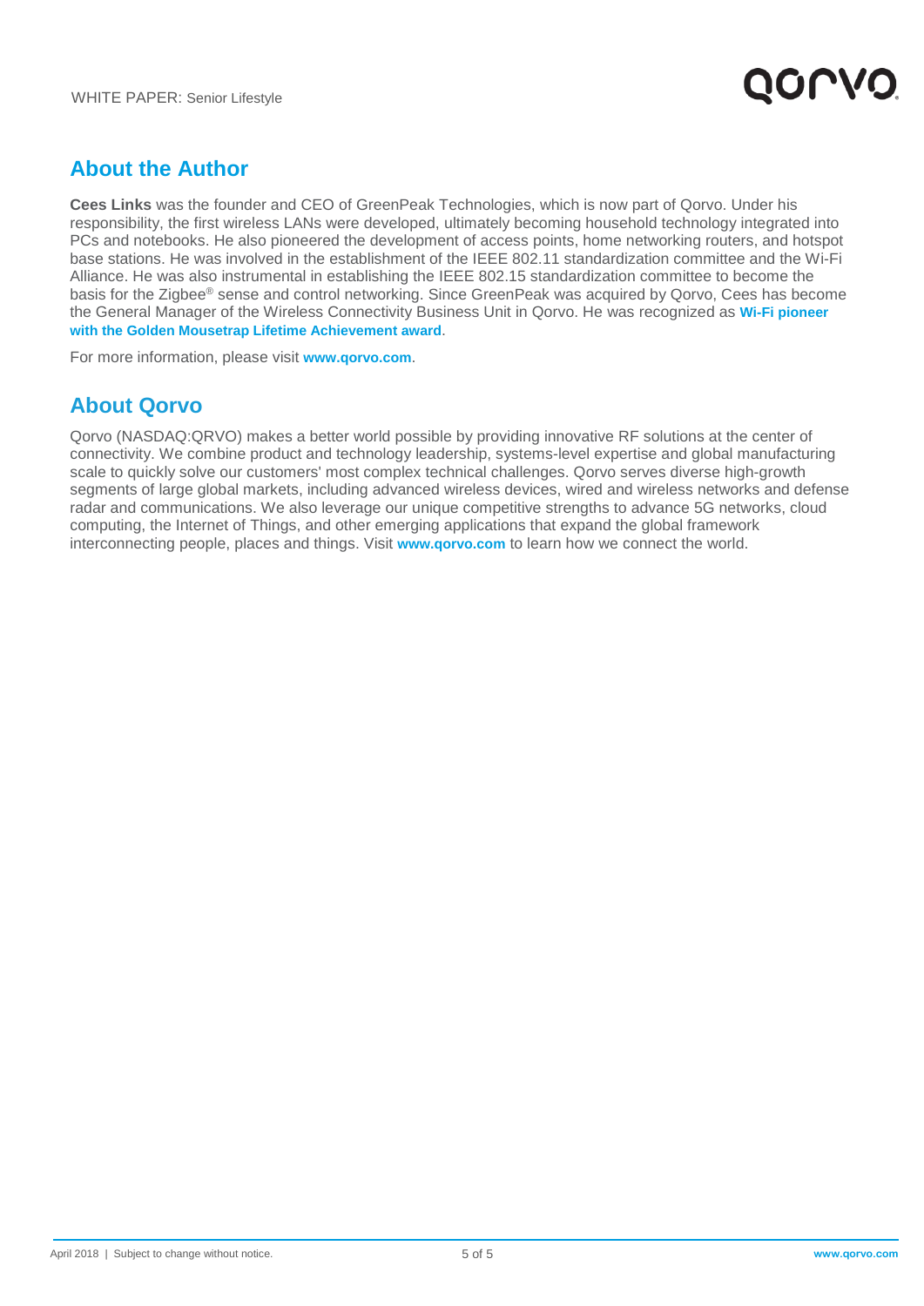## About the Author

**Cees Links** was the founder and CEO of GreenPeak Technologies, which is now part of Qorvo. Under his responsibility, the first wireless LANs were developed, ultimately becoming household technology integrated into PCs and notebooks. He also pioneered the development of access points, home networking routers, and hotspot base stations. He was involved in the establishment of the IEEE 802.11 standardization committee and the Wi-Fi Alliance. He was also instrumental in establishing the IEEE 802.15 standardization committee to become the basis for the Zigbee® sense and control networking. Since GreenPeak was acquired by Qorvo, Cees has become the General Manager of the Wireless Connectivity Business Unit in Qorvo. He was recognized as **Wi-Fi pioneer with the Golden Mousetrap Lifetime Achievement award**.

For more information, please visit **www.qorvo.com**.

## About Qorvo

Qorvo (NASDAQ:QRVO) makes a better world possible by providing innovative RF solutions at the center of connectivity. We combine product and technology leadership, systems-level expertise and global manufacturing scale to quickly solve our customers' most complex technical challenges. Qorvo serves diverse high-growth segments of large global markets, including advanced wireless devices, wired and wireless networks and defense radar and communications. We also leverage our unique competitive strengths to advance 5G networks, cloud computing, the Internet of Things, and other emerging applications that expand the global framework interconnecting people, places and things. Visit **www.qorvo.com** to learn how we connect the world.